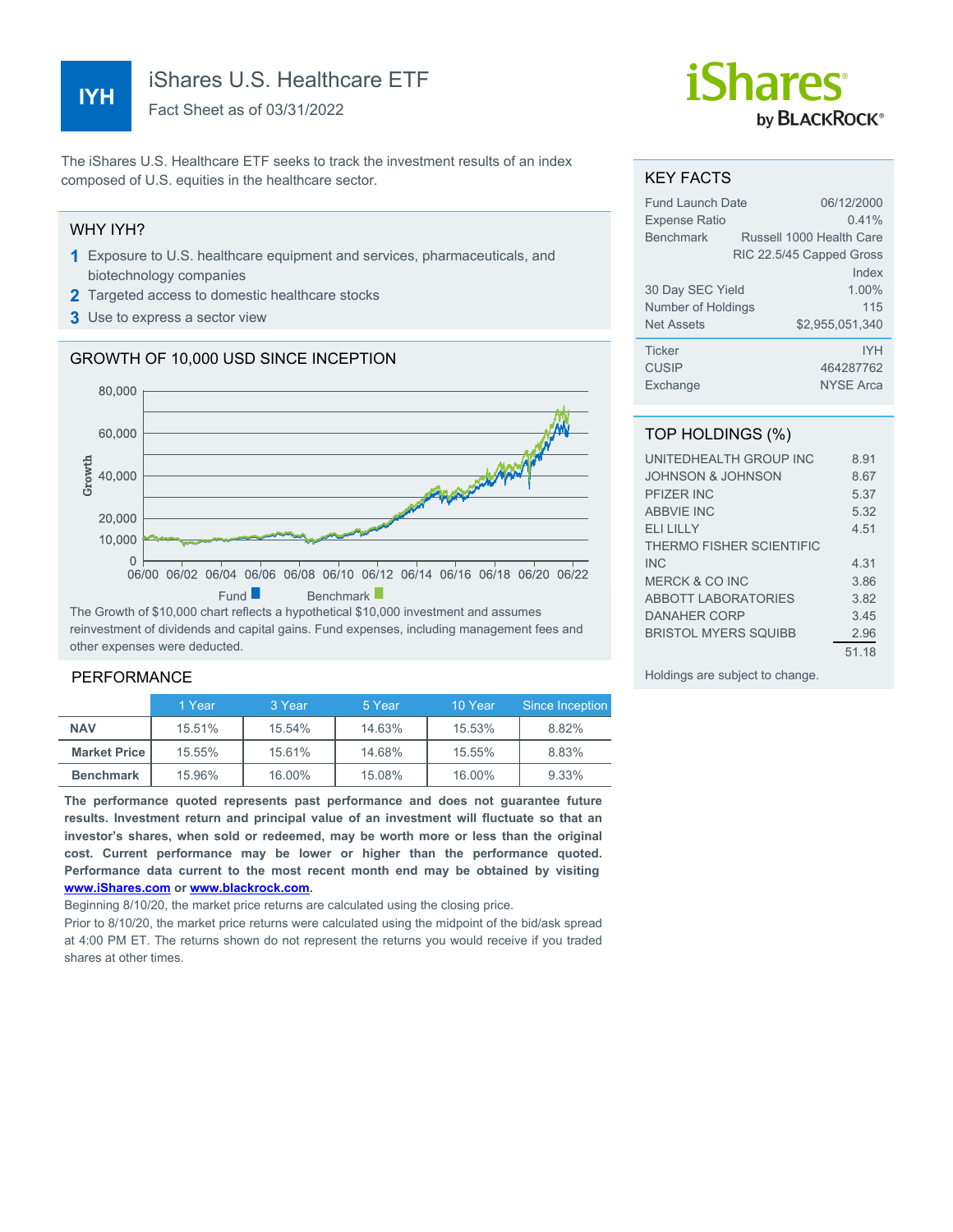# iShares U.S. Healthcare ETF

**IYH**

Fact Sheet as of 03/31/2022

iShares by BlackRock

The iShares U.S. Healthcare ETF seeks to track the investment results of an index composed of U.S. equities in the healthcare sector.

## WHY IYH?

1. Exposure to U.S. healthcare equipment and services, pharmaceuticals, and biotechnology companies
2. Targeted access to domestic healthcare stocks
3. Use to express a sector view

## GROWTH OF 10,000 USD SINCE INCEPTION

Fund / Benchmark

The Growth of $10,000 chart reflects a hypothetical $10,000 investment and assumes reinvestment of dividends and capital gains. Fund expenses, including management fees and other expenses were deducted.

## PERFORMANCE

| | 1 Year | 3 Year | 5 Year | 10 Year | Since Inception |
|---|---|---|---|---|---|
| **NAV** | 15.51% | 15.54% | 14.63% | 15.53% | 8.82% |
| **Market Price** | 15.55% | 15.61% | 14.68% | 15.55% | 8.83% |
| **Benchmark** | 15.96% | 16.00% | 15.08% | 16.00% | 9.33% |

**The performance quoted represents past performance and does not guarantee future results. Investment return and principal value of an investment will fluctuate so that an investor's shares, when sold or redeemed, may be worth more or less than the original cost. Current performance may be lower or higher than the performance quoted. Performance data current to the most recent month end may be obtained by visiting www.iShares.com or www.blackrock.com.**

Beginning 8/10/20, the market price returns are calculated using the closing price.

Prior to 8/10/20, the market price returns were calculated using the midpoint of the bid/ask spread at 4:00 PM ET. The returns shown do not represent the returns you would receive if you traded shares at other times.

## KEY FACTS

| | |
|---|---|
| Fund Launch Date | 06/12/2000 |
| Expense Ratio | 0.41% |
| Benchmark | Russell 1000 Health Care RIC 22.5/45 Capped Gross Index |
| 30 Day SEC Yield | 1.00% |
| Number of Holdings | 115 |
| Net Assets | $2,955,051,340 |
| Ticker | IYH |
| CUSIP | 464287762 |
| Exchange | NYSE Arca |

## TOP HOLDINGS (%)

| | |
|---|---|
| UNITEDHEALTH GROUP INC | 8.91 |
| JOHNSON & JOHNSON | 8.67 |
| PFIZER INC | 5.37 |
| ABBVIE INC | 5.32 |
| ELI LILLY | 4.51 |
| THERMO FISHER SCIENTIFIC INC | 4.31 |
| MERCK & CO INC | 3.86 |
| ABBOTT LABORATORIES | 3.82 |
| DANAHER CORP | 3.45 |
| BRISTOL MYERS SQUIBB | 2.96 |
| | 51.18 |

Holdings are subject to change.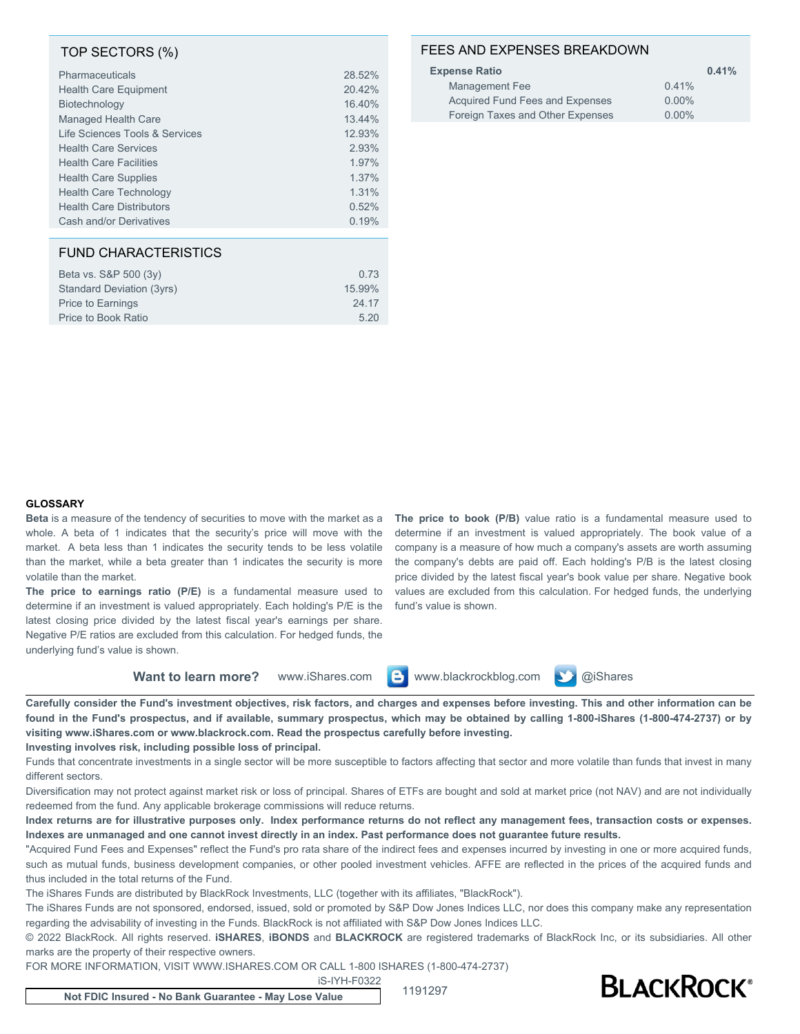## TOP SECTORS (%)

| Sector | % |
|---|---|
| Pharmaceuticals | 28.52% |
| Health Care Equipment | 20.42% |
| Biotechnology | 16.40% |
| Managed Health Care | 13.44% |
| Life Sciences Tools & Services | 12.93% |
| Health Care Services | 2.93% |
| Health Care Facilities | 1.97% |
| Health Care Supplies | 1.37% |
| Health Care Technology | 1.31% |
| Health Care Distributors | 0.52% |
| Cash and/or Derivatives | 0.19% |

## FUND CHARACTERISTICS

| Characteristic | Value |
|---|---|
| Beta vs. S&P 500 (3y) | 0.73 |
| Standard Deviation (3yrs) | 15.99% |
| Price to Earnings | 24.17 |
| Price to Book Ratio | 5.20 |

## FEES AND EXPENSES BREAKDOWN

| | | |
|---|---|---|
| **Expense Ratio** | | **0.41%** |
| Management Fee | 0.41% | |
| Acquired Fund Fees and Expenses | 0.00% | |
| Foreign Taxes and Other Expenses | 0.00% | |

### GLOSSARY

**Beta** is a measure of the tendency of securities to move with the market as a whole. A beta of 1 indicates that the security's price will move with the market. A beta less than 1 indicates the security tends to be less volatile than the market, while a beta greater than 1 indicates the security is more volatile than the market.

**The price to earnings ratio (P/E)** is a fundamental measure used to determine if an investment is valued appropriately. Each holding's P/E is the latest closing price divided by the latest fiscal year's earnings per share. Negative P/E ratios are excluded from this calculation. For hedged funds, the underlying fund's value is shown.

**The price to book (P/B)** value ratio is a fundamental measure used to determine if an investment is valued appropriately. The book value of a company is a measure of how much a company's assets are worth assuming the company's debts are paid off. Each holding's P/B is the latest closing price divided by the latest fiscal year's book value per share. Negative book values are excluded from this calculation. For hedged funds, the underlying fund's value is shown.

**Want to learn more?** www.iShares.com www.blackrockblog.com @iShares

**Carefully consider the Fund's investment objectives, risk factors, and charges and expenses before investing. This and other information can be found in the Fund's prospectus, and if available, summary prospectus, which may be obtained by calling 1-800-iShares (1-800-474-2737) or by visiting www.iShares.com or www.blackrock.com. Read the prospectus carefully before investing.**

**Investing involves risk, including possible loss of principal.**

Funds that concentrate investments in a single sector will be more susceptible to factors affecting that sector and more volatile than funds that invest in many different sectors.

Diversification may not protect against market risk or loss of principal. Shares of ETFs are bought and sold at market price (not NAV) and are not individually redeemed from the fund. Any applicable brokerage commissions will reduce returns.

**Index returns are for illustrative purposes only. Index performance returns do not reflect any management fees, transaction costs or expenses. Indexes are unmanaged and one cannot invest directly in an index. Past performance does not guarantee future results.**

"Acquired Fund Fees and Expenses" reflect the Fund's pro rata share of the indirect fees and expenses incurred by investing in one or more acquired funds, such as mutual funds, business development companies, or other pooled investment vehicles. AFFE are reflected in the prices of the acquired funds and thus included in the total returns of the Fund.

The iShares Funds are distributed by BlackRock Investments, LLC (together with its affiliates, "BlackRock").

The iShares Funds are not sponsored, endorsed, issued, sold or promoted by S&P Dow Jones Indices LLC, nor does this company make any representation regarding the advisability of investing in the Funds. BlackRock is not affiliated with S&P Dow Jones Indices LLC.

© 2022 BlackRock. All rights reserved. **iSHARES**, **iBONDS** and **BLACKROCK** are registered trademarks of BlackRock Inc, or its subsidiaries. All other marks are the property of their respective owners.

FOR MORE INFORMATION, VISIT WWW.ISHARES.COM OR CALL 1-800 ISHARES (1-800-474-2737)

iS-IYH-F0322

1191297

**Not FDIC Insured - No Bank Guarantee - May Lose Value**

BLACKROCK®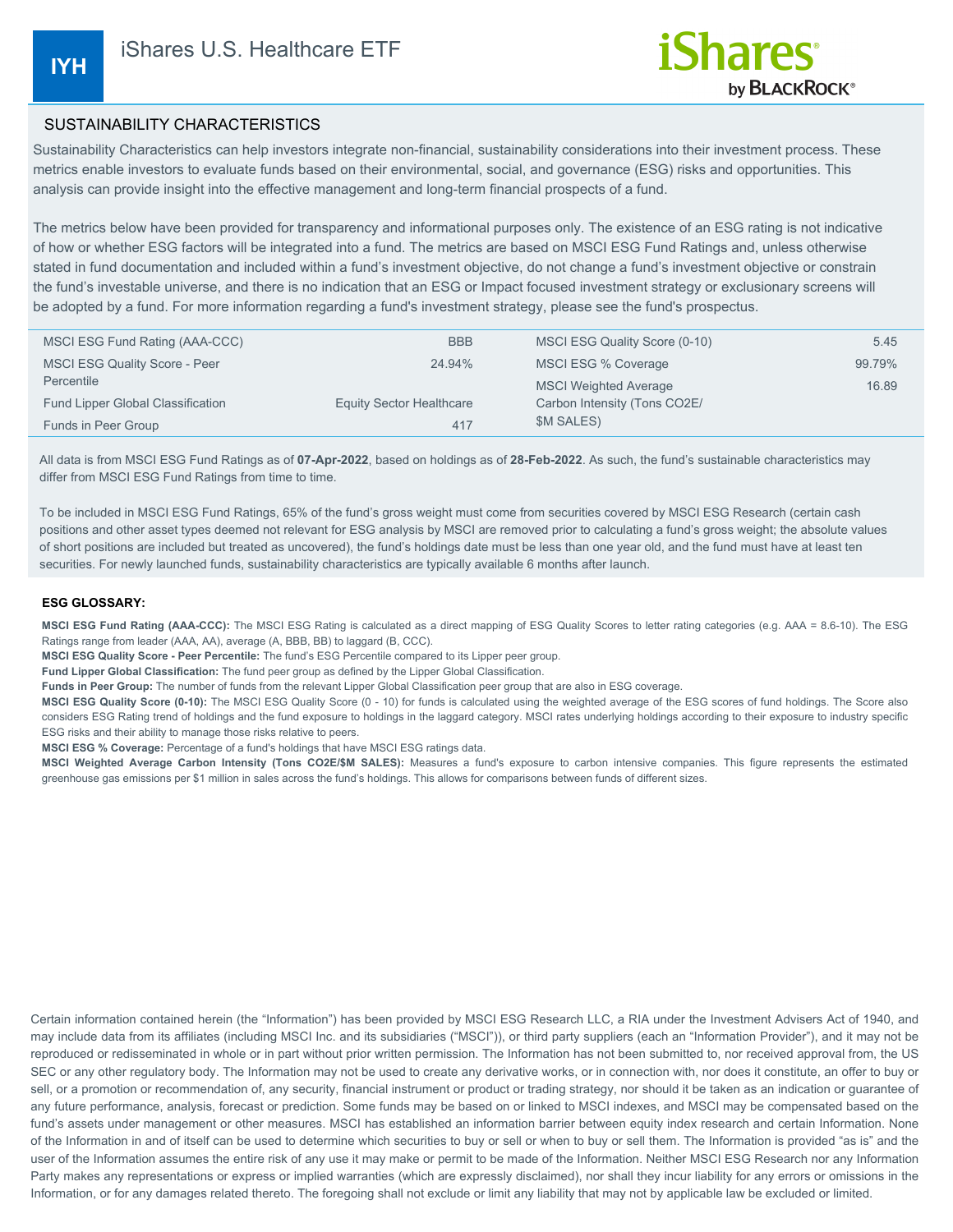IYH

# iShares U.S. Healthcare ETF

## SUSTAINABILITY CHARACTERISTICS

Sustainability Characteristics can help investors integrate non-financial, sustainability considerations into their investment process. These metrics enable investors to evaluate funds based on their environmental, social, and governance (ESG) risks and opportunities. This analysis can provide insight into the effective management and long-term financial prospects of a fund.

The metrics below have been provided for transparency and informational purposes only. The existence of an ESG rating is not indicative of how or whether ESG factors will be integrated into a fund. The metrics are based on MSCI ESG Fund Ratings and, unless otherwise stated in fund documentation and included within a fund's investment objective, do not change a fund's investment objective or constrain the fund's investable universe, and there is no indication that an ESG or Impact focused investment strategy or exclusionary screens will be adopted by a fund. For more information regarding a fund's investment strategy, please see the fund's prospectus.

| | | | |
|---|---|---|---|
| MSCI ESG Fund Rating (AAA-CCC) | BBB | MSCI ESG Quality Score (0-10) | 5.45 |
| MSCI ESG Quality Score - Peer Percentile | 24.94% | MSCI ESG % Coverage | 99.79% |
| Fund Lipper Global Classification | Equity Sector Healthcare | MSCI Weighted Average Carbon Intensity (Tons CO2E/ $M SALES) | 16.89 |
| Funds in Peer Group | 417 | | |

All data is from MSCI ESG Fund Ratings as of **07-Apr-2022**, based on holdings as of **28-Feb-2022**. As such, the fund's sustainable characteristics may differ from MSCI ESG Fund Ratings from time to time.

To be included in MSCI ESG Fund Ratings, 65% of the fund's gross weight must come from securities covered by MSCI ESG Research (certain cash positions and other asset types deemed not relevant for ESG analysis by MSCI are removed prior to calculating a fund's gross weight; the absolute values of short positions are included but treated as uncovered), the fund's holdings date must be less than one year old, and the fund must have at least ten securities. For newly launched funds, sustainability characteristics are typically available 6 months after launch.

### ESG GLOSSARY:

**MSCI ESG Fund Rating (AAA-CCC):** The MSCI ESG Rating is calculated as a direct mapping of ESG Quality Scores to letter rating categories (e.g. AAA = 8.6-10). The ESG Ratings range from leader (AAA, AA), average (A, BBB, BB) to laggard (B, CCC).

**MSCI ESG Quality Score - Peer Percentile:** The fund's ESG Percentile compared to its Lipper peer group.

**Fund Lipper Global Classification:** The fund peer group as defined by the Lipper Global Classification.

**Funds in Peer Group:** The number of funds from the relevant Lipper Global Classification peer group that are also in ESG coverage.

**MSCI ESG Quality Score (0-10):** The MSCI ESG Quality Score (0 - 10) for funds is calculated using the weighted average of the ESG scores of fund holdings. The Score also considers ESG Rating trend of holdings and the fund exposure to holdings in the laggard category. MSCI rates underlying holdings according to their exposure to industry specific ESG risks and their ability to manage those risks relative to peers.

**MSCI ESG % Coverage:** Percentage of a fund's holdings that have MSCI ESG ratings data.

**MSCI Weighted Average Carbon Intensity (Tons CO2E/$M SALES):** Measures a fund's exposure to carbon intensive companies. This figure represents the estimated greenhouse gas emissions per $1 million in sales across the fund's holdings. This allows for comparisons between funds of different sizes.

Certain information contained herein (the "Information") has been provided by MSCI ESG Research LLC, a RIA under the Investment Advisers Act of 1940, and may include data from its affiliates (including MSCI Inc. and its subsidiaries ("MSCI")), or third party suppliers (each an "Information Provider"), and it may not be reproduced or redisseminated in whole or in part without prior written permission. The Information has not been submitted to, nor received approval from, the US SEC or any other regulatory body. The Information may not be used to create any derivative works, or in connection with, nor does it constitute, an offer to buy or sell, or a promotion or recommendation of, any security, financial instrument or product or trading strategy, nor should it be taken as an indication or guarantee of any future performance, analysis, forecast or prediction. Some funds may be based on or linked to MSCI indexes, and MSCI may be compensated based on the fund's assets under management or other measures. MSCI has established an information barrier between equity index research and certain Information. None of the Information in and of itself can be used to determine which securities to buy or sell or when to buy or sell them. The Information is provided "as is" and the user of the Information assumes the entire risk of any use it may make or permit to be made of the Information. Neither MSCI ESG Research nor any Information Party makes any representations or express or implied warranties (which are expressly disclaimed), nor shall they incur liability for any errors or omissions in the Information, or for any damages related thereto. The foregoing shall not exclude or limit any liability that may not by applicable law be excluded or limited.